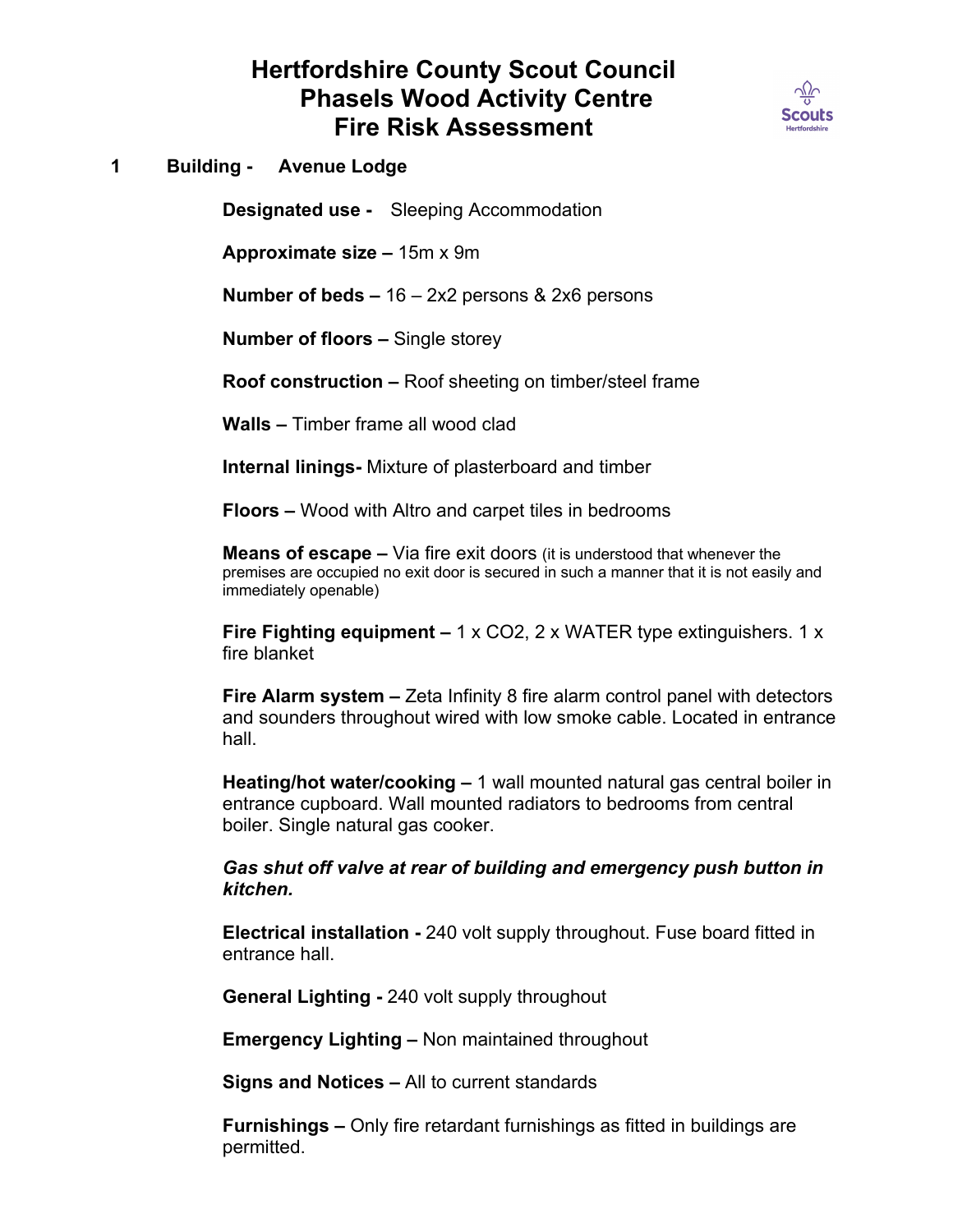# Hertfordshire County Scout Council
# Phasels Wood Activity Centre
# Fire Risk Assessment

## 1 Building - Avenue Lodge

**Designated use -** Sleeping Accommodation

**Approximate size –** 15m x 9m

**Number of beds –** 16 – 2x2 persons & 2x6 persons

**Number of floors –** Single storey

**Roof construction –** Roof sheeting on timber/steel frame

**Walls –** Timber frame all wood clad

**Internal linings-** Mixture of plasterboard and timber

**Floors –** Wood with Altro and carpet tiles in bedrooms

**Means of escape –** Via fire exit doors (it is understood that whenever the premises are occupied no exit door is secured in such a manner that it is not easily and immediately openable)

**Fire Fighting equipment –** 1 x $CO_2$, 2 x WATER type extinguishers. 1 x fire blanket

**Fire Alarm system –** Zeta Infinity 8 fire alarm control panel with detectors and sounders throughout wired with low smoke cable. Located in entrance hall.

**Heating/hot water/cooking –** 1 wall mounted natural gas central boiler in entrance cupboard. Wall mounted radiators to bedrooms from central boiler. Single natural gas cooker.

***Gas shut off valve at rear of building and emergency push button in kitchen.***

**Electrical installation -** 240 volt supply throughout. Fuse board fitted in entrance hall.

**General Lighting -** 240 volt supply throughout

**Emergency Lighting –** Non maintained throughout

**Signs and Notices –** All to current standards

**Furnishings –** Only fire retardant furnishings as fitted in buildings are permitted.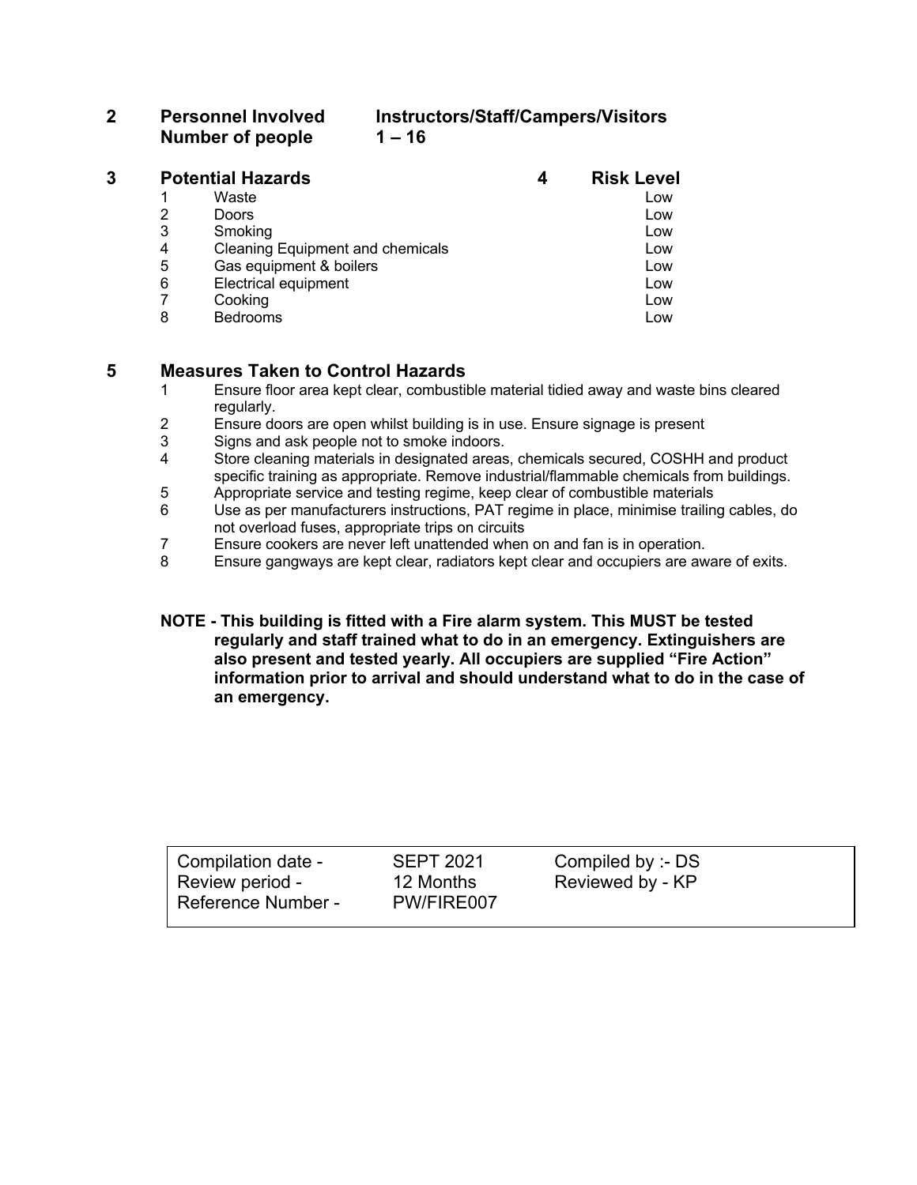## 2 Personnel Involved — Instructors/Staff/Campers/Visitors

**Number of people** 1 – 16

## 3 Potential Hazards / 4 Risk Level

| | Potential Hazards | Risk Level |
|---|---|---|
| 1 | Waste | Low |
| 2 | Doors | Low |
| 3 | Smoking | Low |
| 4 | Cleaning Equipment and chemicals | Low |
| 5 | Gas equipment & boilers | Low |
| 6 | Electrical equipment | Low |
| 7 | Cooking | Low |
| 8 | Bedrooms | Low |

## 5 Measures Taken to Control Hazards

1. Ensure floor area kept clear, combustible material tidied away and waste bins cleared regularly.
2. Ensure doors are open whilst building is in use. Ensure signage is present
3. Signs and ask people not to smoke indoors.
4. Store cleaning materials in designated areas, chemicals secured, COSHH and product specific training as appropriate. Remove industrial/flammable chemicals from buildings.
5. Appropriate service and testing regime, keep clear of combustible materials
6. Use as per manufacturers instructions, PAT regime in place, minimise trailing cables, do not overload fuses, appropriate trips on circuits
7. Ensure cookers are never left unattended when on and fan is in operation.
8. Ensure gangways are kept clear, radiators kept clear and occupiers are aware of exits.

**NOTE - This building is fitted with a Fire alarm system. This MUST be tested regularly and staff trained what to do in an emergency. Extinguishers are also present and tested yearly. All occupiers are supplied "Fire Action" information prior to arrival and should understand what to do in the case of an emergency.**

| | | |
|---|---|---|
| Compilation date - | SEPT 2021 | Compiled by :- DS |
| Review period - | 12 Months | Reviewed by - KP |
| Reference Number - | PW/FIRE007 | |